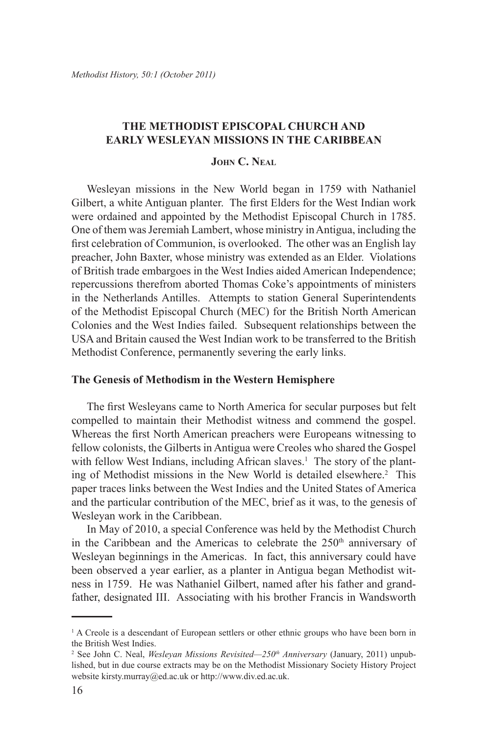# THE METHODIST EPISCOPAL CHURCH AND EARLY WESLEYAN MISSIONS IN THE CARIBBEAN

**John C. Neal**

Wesleyan missions in the New World began in 1759 with Nathaniel Gilbert, a white Antiguan planter. The first Elders for the West Indian work were ordained and appointed by the Methodist Episcopal Church in 1785. One of them was Jeremiah Lambert, whose ministry in Antigua, including the first celebration of Communion, is overlooked. The other was an English lay preacher, John Baxter, whose ministry was extended as an Elder. Violations of British trade embargoes in the West Indies aided American Independence; repercussions therefrom aborted Thomas Coke's appointments of ministers in the Netherlands Antilles. Attempts to station General Superintendents of the Methodist Episcopal Church (MEC) for the British North American Colonies and the West Indies failed. Subsequent relationships between the USA and Britain caused the West Indian work to be transferred to the British Methodist Conference, permanently severing the early links.

## The Genesis of Methodism in the Western Hemisphere

The first Wesleyans came to North America for secular purposes but felt compelled to maintain their Methodist witness and commend the gospel. Whereas the first North American preachers were Europeans witnessing to fellow colonists, the Gilberts in Antigua were Creoles who shared the Gospel with fellow West Indians, including African slaves.[1] The story of the planting of Methodist missions in the New World is detailed elsewhere.[2] This paper traces links between the West Indies and the United States of America and the particular contribution of the MEC, brief as it was, to the genesis of Wesleyan work in the Caribbean.

In May of 2010, a special Conference was held by the Methodist Church in the Caribbean and the Americas to celebrate the 250th anniversary of Wesleyan beginnings in the Americas. In fact, this anniversary could have been observed a year earlier, as a planter in Antigua began Methodist witness in 1759. He was Nathaniel Gilbert, named after his father and grandfather, designated III. Associating with his brother Francis in Wandsworth

---

[1] A Creole is a descendant of European settlers or other ethnic groups who have been born in the British West Indies.

[2] See John C. Neal, *Wesleyan Missions Revisited—250th Anniversary* (January, 2011) unpublished, but in due course extracts may be on the Methodist Missionary Society History Project website kirsty.murray@ed.ac.uk or http://www.div.ed.ac.uk.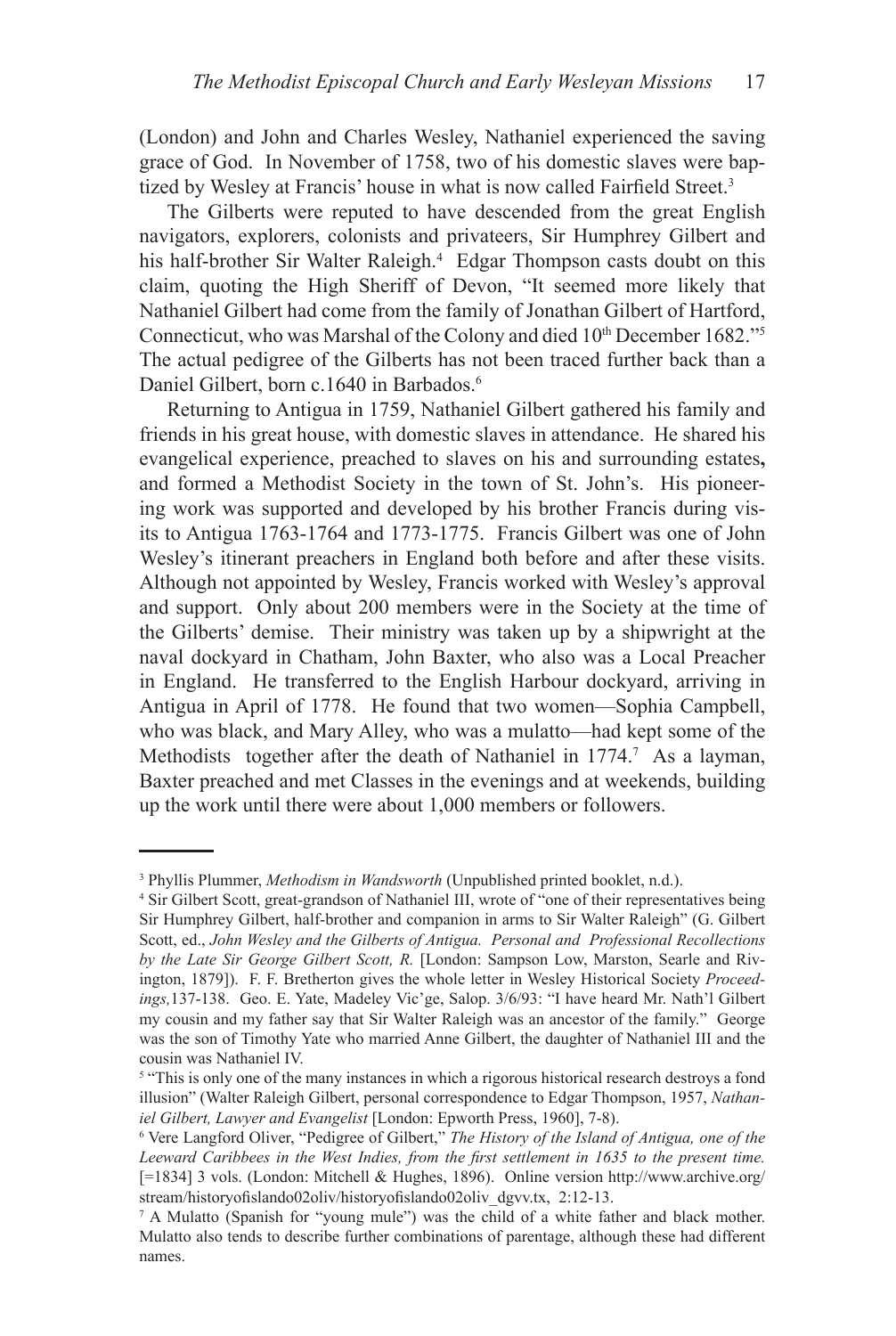(London) and John and Charles Wesley, Nathaniel experienced the saving grace of God. In November of 1758, two of his domestic slaves were baptized by Wesley at Francis' house in what is now called Fairfield Street.[3]

The Gilberts were reputed to have descended from the great English navigators, explorers, colonists and privateers, Sir Humphrey Gilbert and his half-brother Sir Walter Raleigh.[4] Edgar Thompson casts doubt on this claim, quoting the High Sheriff of Devon, "It seemed more likely that Nathaniel Gilbert had come from the family of Jonathan Gilbert of Hartford, Connecticut, who was Marshal of the Colony and died 10th December 1682."[5] The actual pedigree of the Gilberts has not been traced further back than a Daniel Gilbert, born c.1640 in Barbados.[6]

Returning to Antigua in 1759, Nathaniel Gilbert gathered his family and friends in his great house, with domestic slaves in attendance. He shared his evangelical experience, preached to slaves on his and surrounding estates**,** and formed a Methodist Society in the town of St. John's. His pioneering work was supported and developed by his brother Francis during visits to Antigua 1763-1764 and 1773-1775. Francis Gilbert was one of John Wesley's itinerant preachers in England both before and after these visits. Although not appointed by Wesley, Francis worked with Wesley's approval and support. Only about 200 members were in the Society at the time of the Gilberts' demise. Their ministry was taken up by a shipwright at the naval dockyard in Chatham, John Baxter, who also was a Local Preacher in England. He transferred to the English Harbour dockyard, arriving in Antigua in April of 1778. He found that two women—Sophia Campbell, who was black, and Mary Alley, who was a mulatto—had kept some of the Methodists together after the death of Nathaniel in 1774.[7] As a layman, Baxter preached and met Classes in the evenings and at weekends, building up the work until there were about 1,000 members or followers.

---

[3] Phyllis Plummer, *Methodism in Wandsworth* (Unpublished printed booklet, n.d.).

[4] Sir Gilbert Scott, great-grandson of Nathaniel III, wrote of "one of their representatives being Sir Humphrey Gilbert, half-brother and companion in arms to Sir Walter Raleigh" (G. Gilbert Scott, ed., *John Wesley and the Gilberts of Antigua. Personal and Professional Recollections by the Late Sir George Gilbert Scott, R.* [London: Sampson Low, Marston, Searle and Rivington, 1879]). F. F. Bretherton gives the whole letter in Wesley Historical Society *Proceedings,*137-138. Geo. E. Yate, Madeley Vic'ge, Salop. 3/6/93: "I have heard Mr. Nath'l Gilbert my cousin and my father say that Sir Walter Raleigh was an ancestor of the family." George was the son of Timothy Yate who married Anne Gilbert, the daughter of Nathaniel III and the cousin was Nathaniel IV.

[5] "This is only one of the many instances in which a rigorous historical research destroys a fond illusion" (Walter Raleigh Gilbert, personal correspondence to Edgar Thompson, 1957, *Nathaniel Gilbert, Lawyer and Evangelist* [London: Epworth Press, 1960], 7-8).

[6] Vere Langford Oliver, "Pedigree of Gilbert," *The History of the Island of Antigua, one of the Leeward Caribbees in the West Indies, from the first settlement in 1635 to the present time.* [=1834] 3 vols. (London: Mitchell & Hughes, 1896). Online version http://www.archive.org/stream/historyofislando02oliv/historyofislando02oliv_dgvv.tx, 2:12-13.

[7] A Mulatto (Spanish for "young mule") was the child of a white father and black mother. Mulatto also tends to describe further combinations of parentage, although these had different names.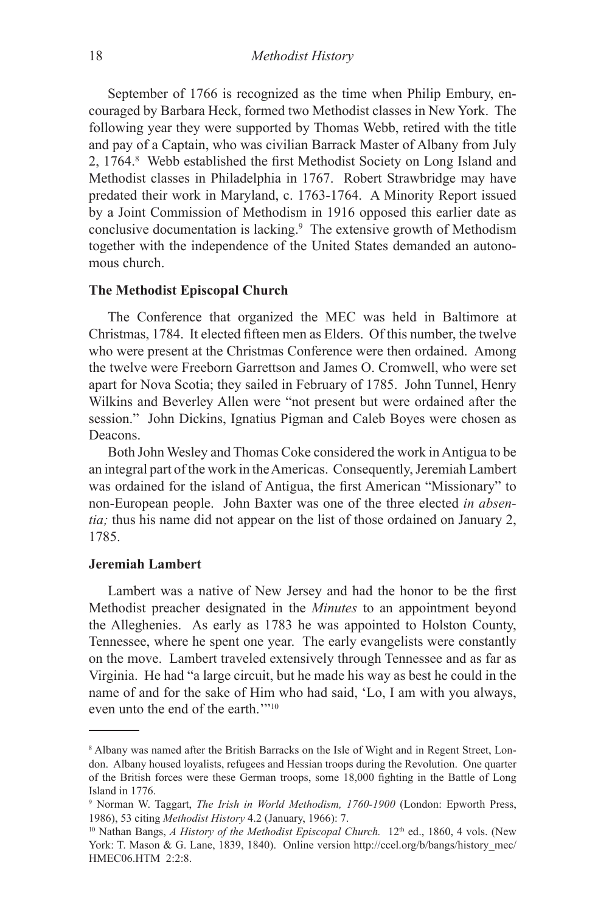September of 1766 is recognized as the time when Philip Embury, encouraged by Barbara Heck, formed two Methodist classes in New York. The following year they were supported by Thomas Webb, retired with the title and pay of a Captain, who was civilian Barrack Master of Albany from July 2, 1764.[8] Webb established the first Methodist Society on Long Island and Methodist classes in Philadelphia in 1767. Robert Strawbridge may have predated their work in Maryland, c. 1763-1764. A Minority Report issued by a Joint Commission of Methodism in 1916 opposed this earlier date as conclusive documentation is lacking.[9] The extensive growth of Methodism together with the independence of the United States demanded an autonomous church.

**The Methodist Episcopal Church**

The Conference that organized the MEC was held in Baltimore at Christmas, 1784. It elected fifteen men as Elders. Of this number, the twelve who were present at the Christmas Conference were then ordained. Among the twelve were Freeborn Garrettson and James O. Cromwell, who were set apart for Nova Scotia; they sailed in February of 1785. John Tunnel, Henry Wilkins and Beverley Allen were "not present but were ordained after the session." John Dickins, Ignatius Pigman and Caleb Boyes were chosen as Deacons.

Both John Wesley and Thomas Coke considered the work in Antigua to be an integral part of the work in the Americas. Consequently, Jeremiah Lambert was ordained for the island of Antigua, the first American "Missionary" to non-European people. John Baxter was one of the three elected *in absentia;* thus his name did not appear on the list of those ordained on January 2, 1785.

**Jeremiah Lambert**

Lambert was a native of New Jersey and had the honor to be the first Methodist preacher designated in the *Minutes* to an appointment beyond the Alleghenies. As early as 1783 he was appointed to Holston County, Tennessee, where he spent one year. The early evangelists were constantly on the move. Lambert traveled extensively through Tennessee and as far as Virginia. He had "a large circuit, but he made his way as best he could in the name of and for the sake of Him who had said, 'Lo, I am with you always, even unto the end of the earth.'"[10]

---

[8] Albany was named after the British Barracks on the Isle of Wight and in Regent Street, London. Albany housed loyalists, refugees and Hessian troops during the Revolution. One quarter of the British forces were these German troops, some 18,000 fighting in the Battle of Long Island in 1776.

[9] Norman W. Taggart, *The Irish in World Methodism, 1760-1900* (London: Epworth Press, 1986), 53 citing *Methodist History* 4.2 (January, 1966): 7.

[10] Nathan Bangs, *A History of the Methodist Episcopal Church.* 12th ed., 1860, 4 vols. (New York: T. Mason & G. Lane, 1839, 1840). Online version http://ccel.org/b/bangs/history_mec/HMEC06.HTM 2:2:8.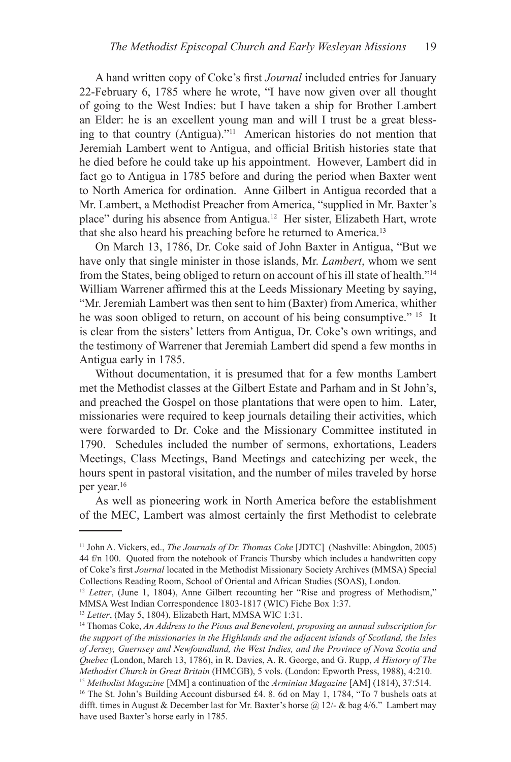A hand written copy of Coke's first *Journal* included entries for January 22-February 6, 1785 where he wrote, "I have now given over all thought of going to the West Indies: but I have taken a ship for Brother Lambert an Elder: he is an excellent young man and will I trust be a great blessing to that country (Antigua)."[11] American histories do not mention that Jeremiah Lambert went to Antigua, and official British histories state that he died before he could take up his appointment. However, Lambert did in fact go to Antigua in 1785 before and during the period when Baxter went to North America for ordination. Anne Gilbert in Antigua recorded that a Mr. Lambert, a Methodist Preacher from America, "supplied in Mr. Baxter's place" during his absence from Antigua.[12] Her sister, Elizabeth Hart, wrote that she also heard his preaching before he returned to America.[13]

On March 13, 1786, Dr. Coke said of John Baxter in Antigua, "But we have only that single minister in those islands, Mr. *Lambert*, whom we sent from the States, being obliged to return on account of his ill state of health."[14] William Warrener affirmed this at the Leeds Missionary Meeting by saying, "Mr. Jeremiah Lambert was then sent to him (Baxter) from America, whither he was soon obliged to return, on account of his being consumptive." [15] It is clear from the sisters' letters from Antigua, Dr. Coke's own writings, and the testimony of Warrener that Jeremiah Lambert did spend a few months in Antigua early in 1785.

Without documentation, it is presumed that for a few months Lambert met the Methodist classes at the Gilbert Estate and Parham and in St John's, and preached the Gospel on those plantations that were open to him. Later, missionaries were required to keep journals detailing their activities, which were forwarded to Dr. Coke and the Missionary Committee instituted in 1790. Schedules included the number of sermons, exhortations, Leaders Meetings, Class Meetings, Band Meetings and catechizing per week, the hours spent in pastoral visitation, and the number of miles traveled by horse per year.[16]

As well as pioneering work in North America before the establishment of the MEC, Lambert was almost certainly the first Methodist to celebrate

---

[11] John A. Vickers, ed., *The Journals of Dr. Thomas Coke* [JDTC] (Nashville: Abingdon, 2005) 44 f/n 100. Quoted from the notebook of Francis Thursby which includes a handwritten copy of Coke's first *Journal* located in the Methodist Missionary Society Archives (MMSA) Special Collections Reading Room, School of Oriental and African Studies (SOAS), London.

[12] *Letter*, (June 1, 1804), Anne Gilbert recounting her "Rise and progress of Methodism," MMSA West Indian Correspondence 1803-1817 (WIC) Fiche Box 1:37.

[13] *Letter*, (May 5, 1804), Elizabeth Hart, MMSA WIC 1:31.

[14] Thomas Coke, *An Address to the Pious and Benevolent, proposing an annual subscription for the support of the missionaries in the Highlands and the adjacent islands of Scotland, the Isles of Jersey, Guernsey and Newfoundland, the West Indies, and the Province of Nova Scotia and Quebec* (London, March 13, 1786), in R. Davies, A. R. George, and G. Rupp, *A History of The Methodist Church in Great Britain* (HMCGB), 5 vols. (London: Epworth Press, 1988), 4:210.

[15] *Methodist Magazine* [MM] a continuation of the *Arminian Magazine* [AM] (1814), 37:514.

[16] The St. John's Building Account disbursed £4. 8. 6d on May 1, 1784, "To 7 bushels oats at difft. times in August & December last for Mr. Baxter's horse @ 12/- & bag 4/6." Lambert may have used Baxter's horse early in 1785.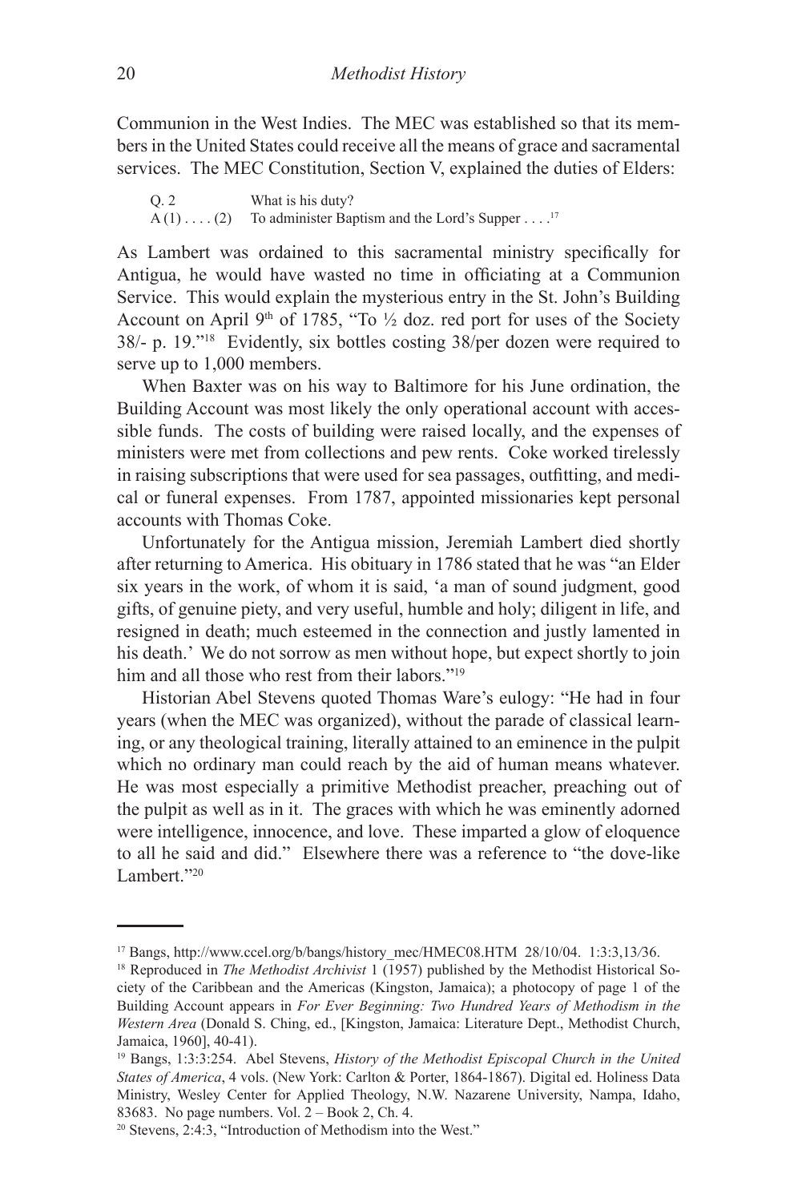Communion in the West Indies. The MEC was established so that its members in the United States could receive all the means of grace and sacramental services. The MEC Constitution, Section V, explained the duties of Elders:

> Q. 2 What is his duty?
> A (1) . . . . (2) To administer Baptism and the Lord's Supper . . . .[17]

As Lambert was ordained to this sacramental ministry specifically for Antigua, he would have wasted no time in officiating at a Communion Service. This would explain the mysterious entry in the St. John's Building Account on April 9th of 1785, "To ½ doz. red port for uses of the Society 38/- p. 19."[18] Evidently, six bottles costing 38/per dozen were required to serve up to 1,000 members.

When Baxter was on his way to Baltimore for his June ordination, the Building Account was most likely the only operational account with accessible funds. The costs of building were raised locally, and the expenses of ministers were met from collections and pew rents. Coke worked tirelessly in raising subscriptions that were used for sea passages, outfitting, and medical or funeral expenses. From 1787, appointed missionaries kept personal accounts with Thomas Coke.

Unfortunately for the Antigua mission, Jeremiah Lambert died shortly after returning to America. His obituary in 1786 stated that he was "an Elder six years in the work, of whom it is said, 'a man of sound judgment, good gifts, of genuine piety, and very useful, humble and holy; diligent in life, and resigned in death; much esteemed in the connection and justly lamented in his death.' We do not sorrow as men without hope, but expect shortly to join him and all those who rest from their labors."[19]

Historian Abel Stevens quoted Thomas Ware's eulogy: "He had in four years (when the MEC was organized), without the parade of classical learning, or any theological training, literally attained to an eminence in the pulpit which no ordinary man could reach by the aid of human means whatever. He was most especially a primitive Methodist preacher, preaching out of the pulpit as well as in it. The graces with which he was eminently adorned were intelligence, innocence, and love. These imparted a glow of eloquence to all he said and did." Elsewhere there was a reference to "the dove-like Lambert."[20]

---

[17] Bangs, http://www.ccel.org/b/bangs/history_mec/HMEC08.HTM 28/10/04. 1:3:3,13/36.

[18] Reproduced in *The Methodist Archivist* 1 (1957) published by the Methodist Historical Society of the Caribbean and the Americas (Kingston, Jamaica); a photocopy of page 1 of the Building Account appears in *For Ever Beginning: Two Hundred Years of Methodism in the Western Area* (Donald S. Ching, ed., [Kingston, Jamaica: Literature Dept., Methodist Church, Jamaica, 1960], 40-41).

[19] Bangs, 1:3:3:254. Abel Stevens, *History of the Methodist Episcopal Church in the United States of America*, 4 vols. (New York: Carlton & Porter, 1864-1867). Digital ed. Holiness Data Ministry, Wesley Center for Applied Theology, N.W. Nazarene University, Nampa, Idaho, 83683. No page numbers. Vol. 2 – Book 2, Ch. 4.

[20] Stevens, 2:4:3, "Introduction of Methodism into the West."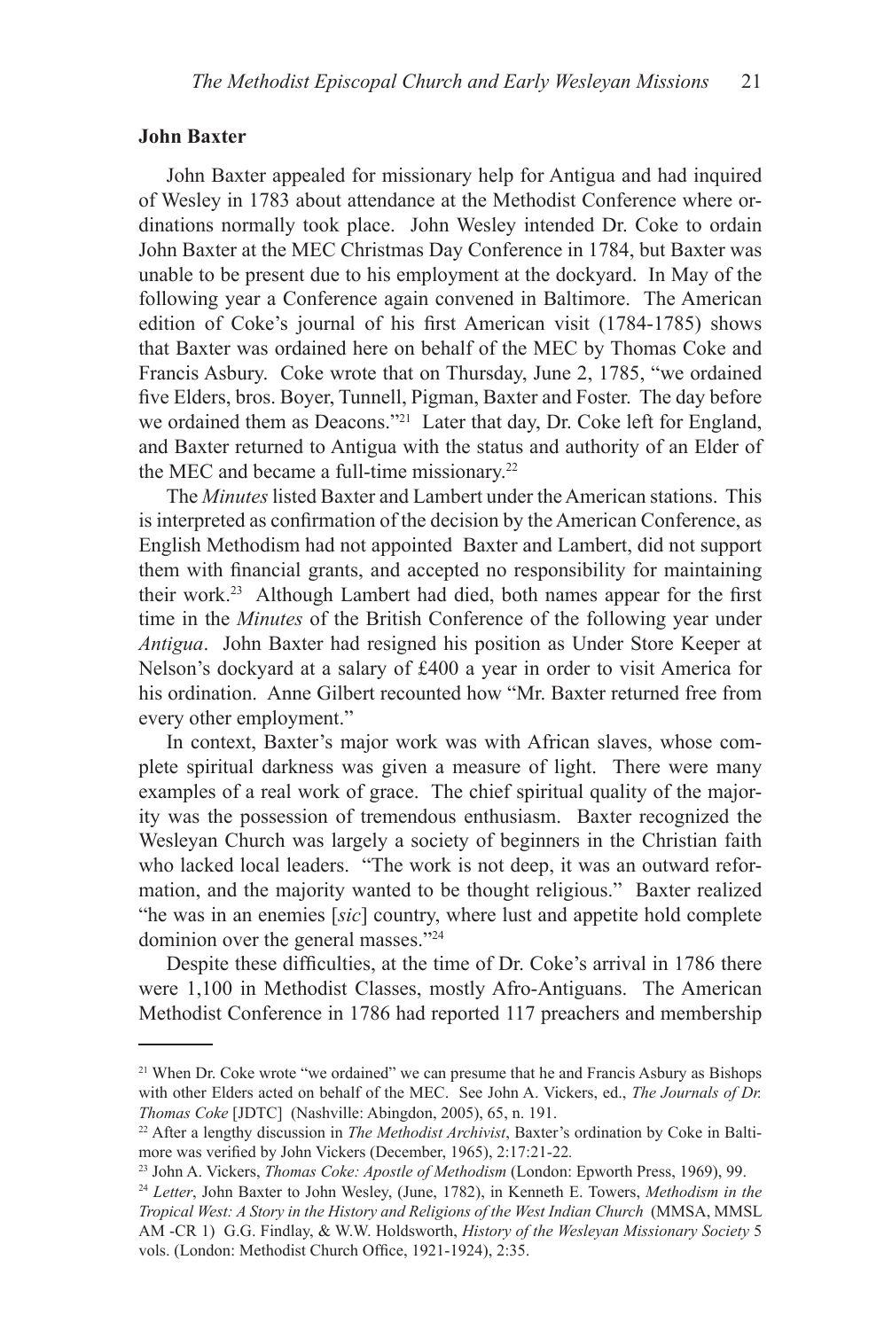**John Baxter**

John Baxter appealed for missionary help for Antigua and had inquired of Wesley in 1783 about attendance at the Methodist Conference where ordinations normally took place. John Wesley intended Dr. Coke to ordain John Baxter at the MEC Christmas Day Conference in 1784, but Baxter was unable to be present due to his employment at the dockyard. In May of the following year a Conference again convened in Baltimore. The American edition of Coke's journal of his first American visit (1784-1785) shows that Baxter was ordained here on behalf of the MEC by Thomas Coke and Francis Asbury. Coke wrote that on Thursday, June 2, 1785, "we ordained five Elders, bros. Boyer, Tunnell, Pigman, Baxter and Foster. The day before we ordained them as Deacons."[21] Later that day, Dr. Coke left for England, and Baxter returned to Antigua with the status and authority of an Elder of the MEC and became a full-time missionary.[22]

The *Minutes* listed Baxter and Lambert under the American stations. This is interpreted as confirmation of the decision by the American Conference, as English Methodism had not appointed Baxter and Lambert, did not support them with financial grants, and accepted no responsibility for maintaining their work.[23] Although Lambert had died, both names appear for the first time in the *Minutes* of the British Conference of the following year under *Antigua*. John Baxter had resigned his position as Under Store Keeper at Nelson's dockyard at a salary of £400 a year in order to visit America for his ordination. Anne Gilbert recounted how "Mr. Baxter returned free from every other employment."

In context, Baxter's major work was with African slaves, whose complete spiritual darkness was given a measure of light. There were many examples of a real work of grace. The chief spiritual quality of the majority was the possession of tremendous enthusiasm. Baxter recognized the Wesleyan Church was largely a society of beginners in the Christian faith who lacked local leaders. "The work is not deep, it was an outward reformation, and the majority wanted to be thought religious." Baxter realized "he was in an enemies [*sic*] country, where lust and appetite hold complete dominion over the general masses."[24]

Despite these difficulties, at the time of Dr. Coke's arrival in 1786 there were 1,100 in Methodist Classes, mostly Afro-Antiguans. The American Methodist Conference in 1786 had reported 117 preachers and membership

---

[21] When Dr. Coke wrote "we ordained" we can presume that he and Francis Asbury as Bishops with other Elders acted on behalf of the MEC. See John A. Vickers, ed., *The Journals of Dr. Thomas Coke* [JDTC] (Nashville: Abingdon, 2005), 65, n. 191.

[22] After a lengthy discussion in *The Methodist Archivist*, Baxter's ordination by Coke in Baltimore was verified by John Vickers (December, 1965), 2:17:21-22.

[23] John A. Vickers, *Thomas Coke: Apostle of Methodism* (London: Epworth Press, 1969), 99.

[24] *Letter*, John Baxter to John Wesley, (June, 1782), in Kenneth E. Towers, *Methodism in the Tropical West: A Story in the History and Religions of the West Indian Church* (MMSA, MMSL AM -CR 1) G.G. Findlay, & W.W. Holdsworth, *History of the Wesleyan Missionary Society* 5 vols. (London: Methodist Church Office, 1921-1924), 2:35.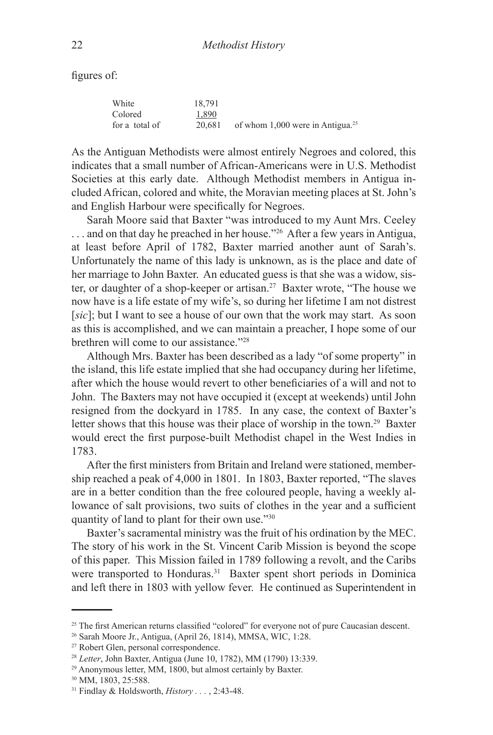figures of:

| | | |
|---|---|---|
| White | 18,791 | |
| Colored | 1,890 | |
| for a total of | 20,681 | of whom 1,000 were in Antigua.[25] |

As the Antiguan Methodists were almost entirely Negroes and colored, this indicates that a small number of African-Americans were in U.S. Methodist Societies at this early date. Although Methodist members in Antigua included African, colored and white, the Moravian meeting places at St. John's and English Harbour were specifically for Negroes.

Sarah Moore said that Baxter "was introduced to my Aunt Mrs. Ceeley . . . and on that day he preached in her house."[26] After a few years in Antigua, at least before April of 1782, Baxter married another aunt of Sarah's. Unfortunately the name of this lady is unknown, as is the place and date of her marriage to John Baxter. An educated guess is that she was a widow, sister, or daughter of a shop-keeper or artisan.[27] Baxter wrote, "The house we now have is a life estate of my wife's, so during her lifetime I am not distrest [*sic*]; but I want to see a house of our own that the work may start. As soon as this is accomplished, and we can maintain a preacher, I hope some of our brethren will come to our assistance."[28]

Although Mrs. Baxter has been described as a lady "of some property" in the island, this life estate implied that she had occupancy during her lifetime, after which the house would revert to other beneficiaries of a will and not to John. The Baxters may not have occupied it (except at weekends) until John resigned from the dockyard in 1785. In any case, the context of Baxter's letter shows that this house was their place of worship in the town.[29] Baxter would erect the first purpose-built Methodist chapel in the West Indies in 1783.

After the first ministers from Britain and Ireland were stationed, membership reached a peak of 4,000 in 1801. In 1803, Baxter reported, "The slaves are in a better condition than the free coloured people, having a weekly allowance of salt provisions, two suits of clothes in the year and a sufficient quantity of land to plant for their own use."[30]

Baxter's sacramental ministry was the fruit of his ordination by the MEC. The story of his work in the St. Vincent Carib Mission is beyond the scope of this paper. This Mission failed in 1789 following a revolt, and the Caribs were transported to Honduras.[31] Baxter spent short periods in Dominica and left there in 1803 with yellow fever. He continued as Superintendent in

---

[25] The first American returns classified "colored" for everyone not of pure Caucasian descent.

[26] Sarah Moore Jr., Antigua, (April 26, 1814), MMSA, WIC, 1:28.

[27] Robert Glen, personal correspondence.

[28] *Letter*, John Baxter, Antigua (June 10, 1782), MM (1790) 13:339.

[29] Anonymous letter, MM, 1800, but almost certainly by Baxter.

[30] MM, 1803, 25:588.

[31] Findlay & Holdsworth, *History* . . . , 2:43-48.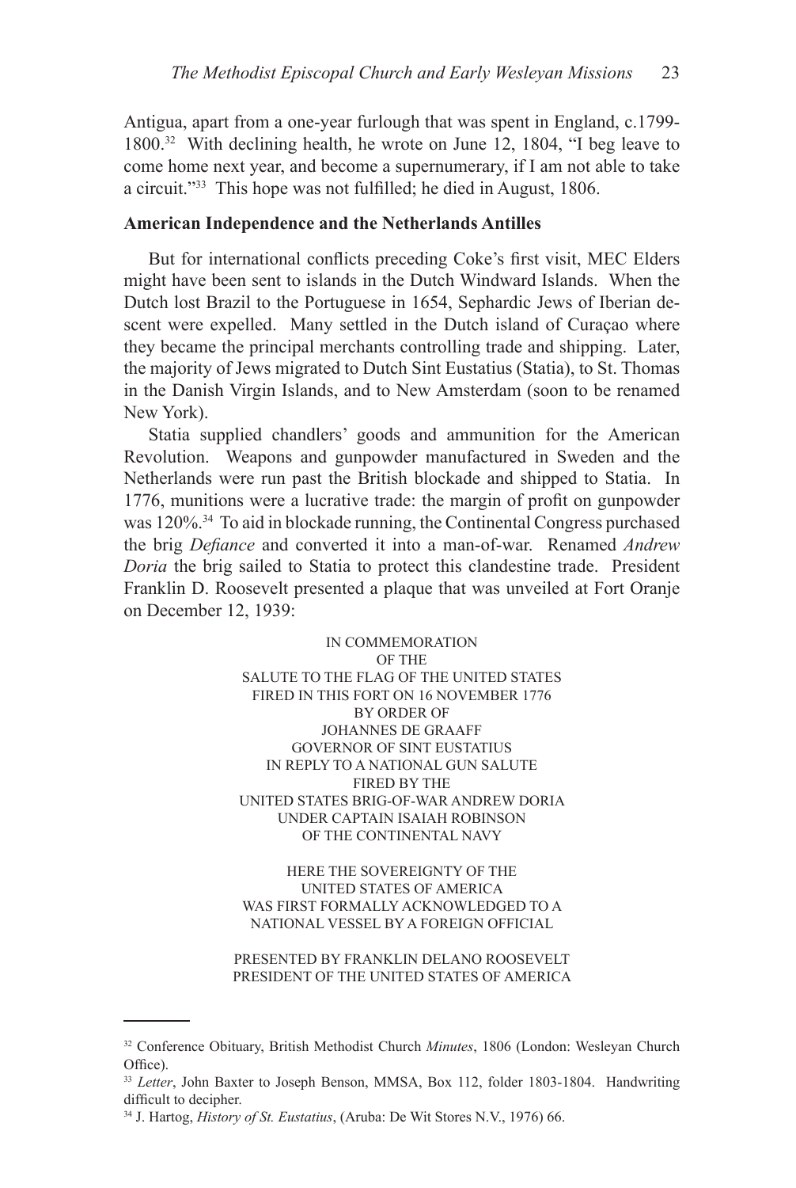Antigua, apart from a one-year furlough that was spent in England, c.1799-1800.[32] With declining health, he wrote on June 12, 1804, "I beg leave to come home next year, and become a supernumerary, if I am not able to take a circuit."[33] This hope was not fulfilled; he died in August, 1806.

**American Independence and the Netherlands Antilles**

But for international conflicts preceding Coke's first visit, MEC Elders might have been sent to islands in the Dutch Windward Islands. When the Dutch lost Brazil to the Portuguese in 1654, Sephardic Jews of Iberian descent were expelled. Many settled in the Dutch island of Curaçao where they became the principal merchants controlling trade and shipping. Later, the majority of Jews migrated to Dutch Sint Eustatius (Statia), to St. Thomas in the Danish Virgin Islands, and to New Amsterdam (soon to be renamed New York).

Statia supplied chandlers' goods and ammunition for the American Revolution. Weapons and gunpowder manufactured in Sweden and the Netherlands were run past the British blockade and shipped to Statia. In 1776, munitions were a lucrative trade: the margin of profit on gunpowder was 120%.[34] To aid in blockade running, the Continental Congress purchased the brig *Defiance* and converted it into a man-of-war. Renamed *Andrew Doria* the brig sailed to Statia to protect this clandestine trade. President Franklin D. Roosevelt presented a plaque that was unveiled at Fort Oranje on December 12, 1939:

IN COMMEMORATION
OF THE
SALUTE TO THE FLAG OF THE UNITED STATES
FIRED IN THIS FORT ON 16 NOVEMBER 1776
BY ORDER OF
JOHANNES DE GRAAFF
GOVERNOR OF SINT EUSTATIUS
IN REPLY TO A NATIONAL GUN SALUTE
FIRED BY THE
UNITED STATES BRIG-OF-WAR ANDREW DORIA
UNDER CAPTAIN ISAIAH ROBINSON
OF THE CONTINENTAL NAVY

HERE THE SOVEREIGNTY OF THE
UNITED STATES OF AMERICA
WAS FIRST FORMALLY ACKNOWLEDGED TO A
NATIONAL VESSEL BY A FOREIGN OFFICIAL

PRESENTED BY FRANKLIN DELANO ROOSEVELT
PRESIDENT OF THE UNITED STATES OF AMERICA

---

[32] Conference Obituary, British Methodist Church *Minutes*, 1806 (London: Wesleyan Church Office).

[33] *Letter*, John Baxter to Joseph Benson, MMSA, Box 112, folder 1803-1804. Handwriting difficult to decipher.

[34] J. Hartog, *History of St. Eustatius*, (Aruba: De Wit Stores N.V., 1976) 66.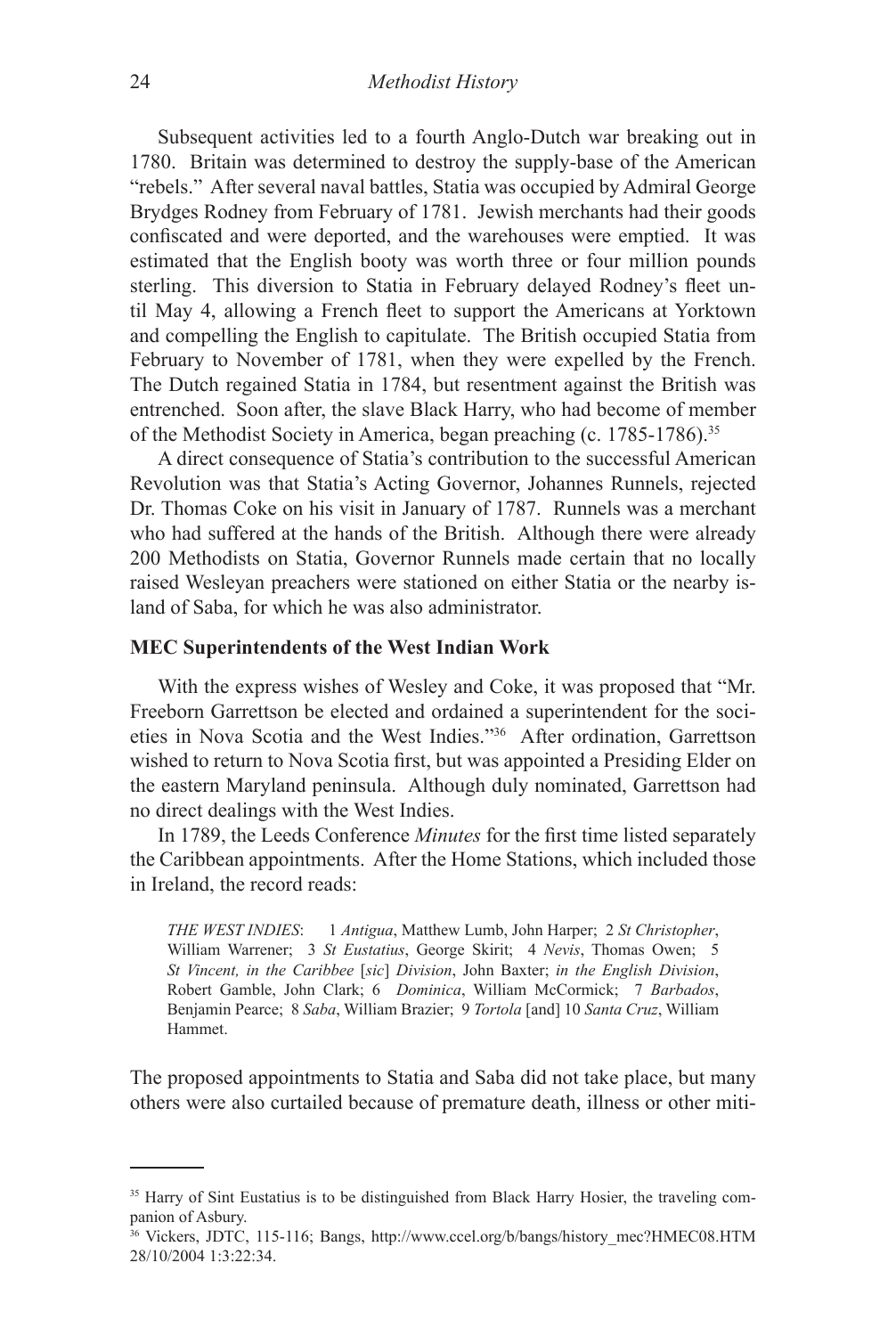Subsequent activities led to a fourth Anglo-Dutch war breaking out in 1780. Britain was determined to destroy the supply-base of the American "rebels." After several naval battles, Statia was occupied by Admiral George Brydges Rodney from February of 1781. Jewish merchants had their goods confiscated and were deported, and the warehouses were emptied. It was estimated that the English booty was worth three or four million pounds sterling. This diversion to Statia in February delayed Rodney's fleet until May 4, allowing a French fleet to support the Americans at Yorktown and compelling the English to capitulate. The British occupied Statia from February to November of 1781, when they were expelled by the French. The Dutch regained Statia in 1784, but resentment against the British was entrenched. Soon after, the slave Black Harry, who had become of member of the Methodist Society in America, began preaching (c. 1785-1786).[35]

A direct consequence of Statia's contribution to the successful American Revolution was that Statia's Acting Governor, Johannes Runnels, rejected Dr. Thomas Coke on his visit in January of 1787. Runnels was a merchant who had suffered at the hands of the British. Although there were already 200 Methodists on Statia, Governor Runnels made certain that no locally raised Wesleyan preachers were stationed on either Statia or the nearby island of Saba, for which he was also administrator.

## MEC Superintendents of the West Indian Work

With the express wishes of Wesley and Coke, it was proposed that "Mr. Freeborn Garrettson be elected and ordained a superintendent for the societies in Nova Scotia and the West Indies."[36] After ordination, Garrettson wished to return to Nova Scotia first, but was appointed a Presiding Elder on the eastern Maryland peninsula. Although duly nominated, Garrettson had no direct dealings with the West Indies.

In 1789, the Leeds Conference *Minutes* for the first time listed separately the Caribbean appointments. After the Home Stations, which included those in Ireland, the record reads:

> *THE WEST INDIES*: 1 *Antigua*, Matthew Lumb, John Harper; 2 *St Christopher*, William Warrener; 3 *St Eustatius*, George Skirit; 4 *Nevis*, Thomas Owen; 5 *St Vincent, in the Caribbee* [*sic*] *Division*, John Baxter; *in the English Division*, Robert Gamble, John Clark; 6 *Dominica*, William McCormick; 7 *Barbados*, Benjamin Pearce; 8 *Saba*, William Brazier; 9 *Tortola* [and] 10 *Santa Cruz*, William Hammet.

The proposed appointments to Statia and Saba did not take place, but many others were also curtailed because of premature death, illness or other miti-

---

[35] Harry of Sint Eustatius is to be distinguished from Black Harry Hosier, the traveling companion of Asbury.

[36] Vickers, JDTC, 115-116; Bangs, http://www.ccel.org/b/bangs/history_mec?HMEC08.HTM 28/10/2004 1:3:22:34.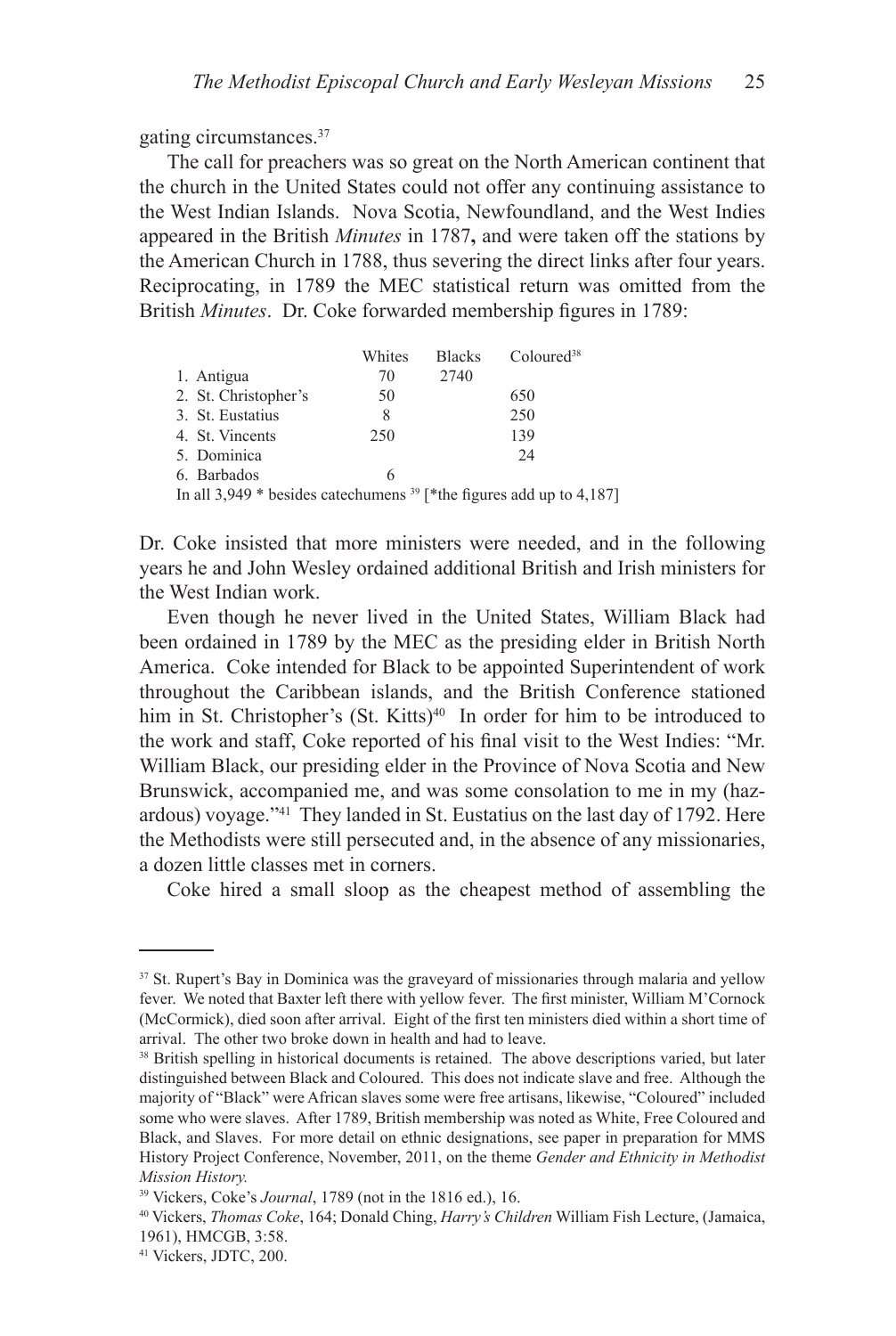gating circumstances.[37]

The call for preachers was so great on the North American continent that the church in the United States could not offer any continuing assistance to the West Indian Islands. Nova Scotia, Newfoundland, and the West Indies appeared in the British *Minutes* in 1787**,** and were taken off the stations by the American Church in 1788, thus severing the direct links after four years. Reciprocating, in 1789 the MEC statistical return was omitted from the British *Minutes*. Dr. Coke forwarded membership figures in 1789:

| | Whites | Blacks | Coloured[38] |
|---|---|---|---|
| 1. Antigua | 70 | 2740 | |
| 2. St. Christopher's | 50 | | 650 |
| 3. St. Eustatius | 8 | | 250 |
| 4. St. Vincents | 250 | | 139 |
| 5. Dominica | | | 24 |
| 6. Barbados | 6 | | |

In all 3,949 * besides catechumens [39] [*the figures add up to 4,187]

Dr. Coke insisted that more ministers were needed, and in the following years he and John Wesley ordained additional British and Irish ministers for the West Indian work.

Even though he never lived in the United States, William Black had been ordained in 1789 by the MEC as the presiding elder in British North America. Coke intended for Black to be appointed Superintendent of work throughout the Caribbean islands, and the British Conference stationed him in St. Christopher's (St. Kitts)[40] In order for him to be introduced to the work and staff, Coke reported of his final visit to the West Indies: "Mr. William Black, our presiding elder in the Province of Nova Scotia and New Brunswick, accompanied me, and was some consolation to me in my (hazardous) voyage."[41] They landed in St. Eustatius on the last day of 1792. Here the Methodists were still persecuted and, in the absence of any missionaries, a dozen little classes met in corners.

Coke hired a small sloop as the cheapest method of assembling the

---

[37] St. Rupert's Bay in Dominica was the graveyard of missionaries through malaria and yellow fever. We noted that Baxter left there with yellow fever. The first minister, William M'Cornock (McCormick), died soon after arrival. Eight of the first ten ministers died within a short time of arrival. The other two broke down in health and had to leave.

[38] British spelling in historical documents is retained. The above descriptions varied, but later distinguished between Black and Coloured. This does not indicate slave and free. Although the majority of "Black" were African slaves some were free artisans, likewise, "Coloured" included some who were slaves. After 1789, British membership was noted as White, Free Coloured and Black, and Slaves. For more detail on ethnic designations, see paper in preparation for MMS History Project Conference, November, 2011, on the theme *Gender and Ethnicity in Methodist Mission History.*

[39] Vickers, Coke's *Journal*, 1789 (not in the 1816 ed.), 16.

[40] Vickers, *Thomas Coke*, 164; Donald Ching, *Harry's Children* William Fish Lecture, (Jamaica, 1961), HMCGB, 3:58.

[41] Vickers, JDTC, 200.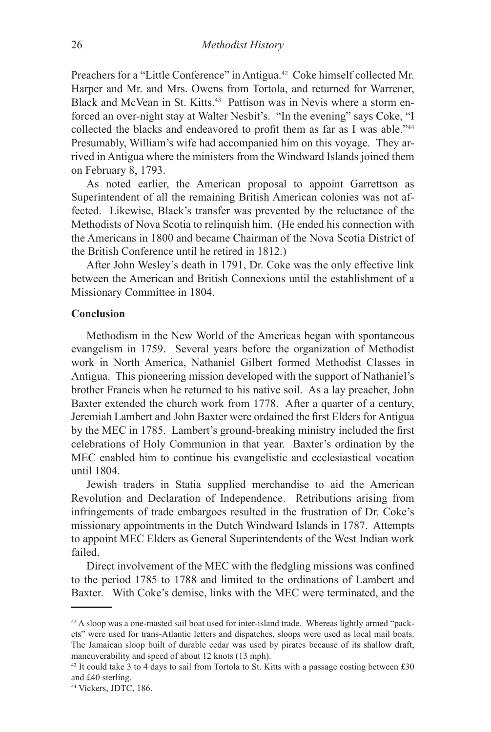Preachers for a "Little Conference" in Antigua.[42] Coke himself collected Mr. Harper and Mr. and Mrs. Owens from Tortola, and returned for Warrener, Black and McVean in St. Kitts.[43] Pattison was in Nevis where a storm enforced an over-night stay at Walter Nesbit's. "In the evening" says Coke, "I collected the blacks and endeavored to profit them as far as I was able."[44] Presumably, William's wife had accompanied him on this voyage. They arrived in Antigua where the ministers from the Windward Islands joined them on February 8, 1793.

As noted earlier, the American proposal to appoint Garrettson as Superintendent of all the remaining British American colonies was not affected. Likewise, Black's transfer was prevented by the reluctance of the Methodists of Nova Scotia to relinquish him. (He ended his connection with the Americans in 1800 and became Chairman of the Nova Scotia District of the British Conference until he retired in 1812.)

After John Wesley's death in 1791, Dr. Coke was the only effective link between the American and British Connexions until the establishment of a Missionary Committee in 1804.

**Conclusion**

Methodism in the New World of the Americas began with spontaneous evangelism in 1759. Several years before the organization of Methodist work in North America, Nathaniel Gilbert formed Methodist Classes in Antigua. This pioneering mission developed with the support of Nathaniel's brother Francis when he returned to his native soil. As a lay preacher, John Baxter extended the church work from 1778. After a quarter of a century, Jeremiah Lambert and John Baxter were ordained the first Elders for Antigua by the MEC in 1785. Lambert's ground-breaking ministry included the first celebrations of Holy Communion in that year. Baxter's ordination by the MEC enabled him to continue his evangelistic and ecclesiastical vocation until 1804.

Jewish traders in Statia supplied merchandise to aid the American Revolution and Declaration of Independence. Retributions arising from infringements of trade embargoes resulted in the frustration of Dr. Coke's missionary appointments in the Dutch Windward Islands in 1787. Attempts to appoint MEC Elders as General Superintendents of the West Indian work failed.

Direct involvement of the MEC with the fledgling missions was confined to the period 1785 to 1788 and limited to the ordinations of Lambert and Baxter. With Coke's demise, links with the MEC were terminated, and the

---

[42] A sloop was a one-masted sail boat used for inter-island trade. Whereas lightly armed "packets" were used for trans-Atlantic letters and dispatches, sloops were used as local mail boats. The Jamaican sloop built of durable cedar was used by pirates because of its shallow draft, maneuverability and speed of about 12 knots (13 mph).

[43] It could take 3 to 4 days to sail from Tortola to St. Kitts with a passage costing between £30 and £40 sterling.

[44] Vickers, JDTC, 186.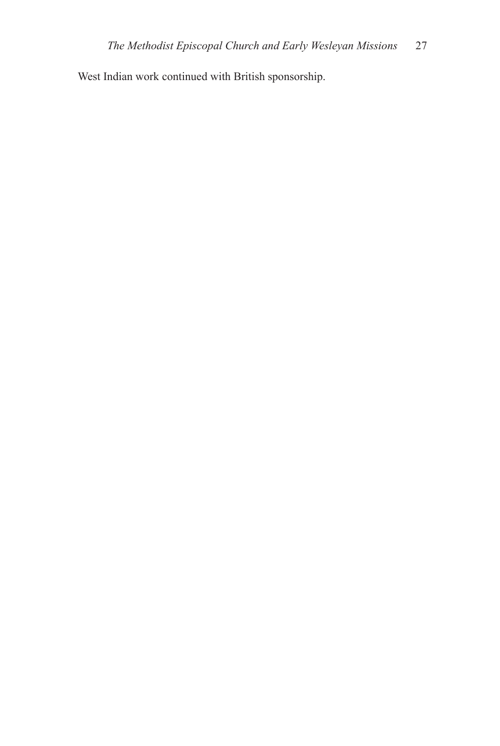West Indian work continued with British sponsorship.